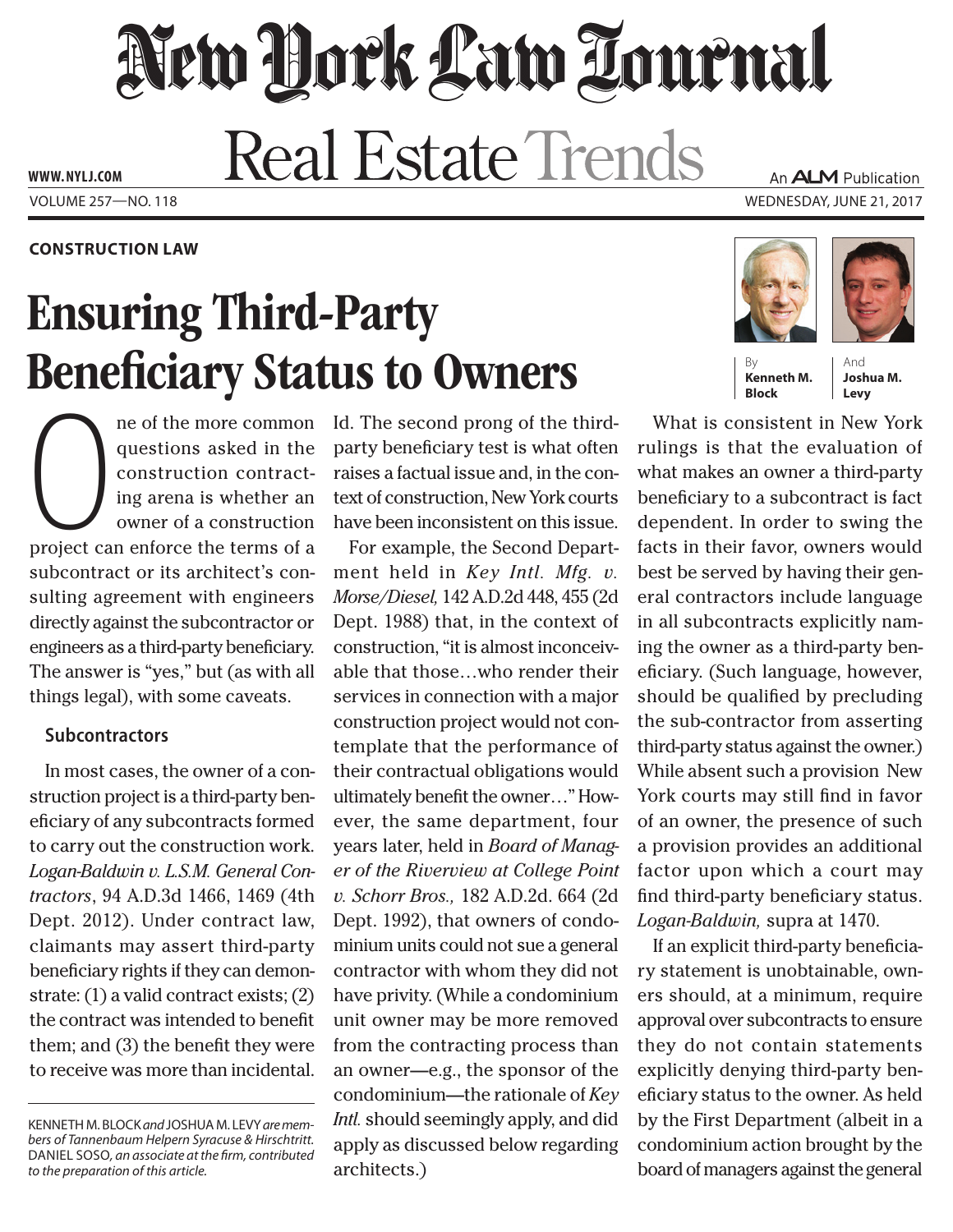# New York Law Journal

## Real Estate Trends

WWW.NYLJ.COM

VOLUME 257—NO. 118

An ALM Publication

WEDNESDAY, JUNE 21, 2017

**CONSTRUCTION LAW**

# Ensuring Third-Party Beneficiary Status to Owners

By **Kenneth M. Block** And **Joshua M. Levy**

One of the more common questions asked in the construction contracting arena is whether an owner of a construction project can enforce the terms of a subcontract or its architect's consulting agreement with engineers directly against the subcontractor or engineers as a third-party beneficiary. The answer is "yes," but (as with all things legal), with some caveats.

### Subcontractors

In most cases, the owner of a construction project is a third-party beneficiary of any subcontracts formed to carry out the construction work. *Logan-Baldwin v. L.S.M. General Contractors*, 94 A.D.3d 1466, 1469 (4th Dept. 2012). Under contract law, claimants may assert third-party beneficiary rights if they can demonstrate: (1) a valid contract exists; (2) the contract was intended to benefit them; and (3) the benefit they were to receive was more than incidental. Id. The second prong of the third-party beneficiary test is what often raises a factual issue and, in the context of construction, New York courts have been inconsistent on this issue.

For example, the Second Department held in *Key Intl. Mfg. v. Morse/Diesel,* 142 A.D.2d 448, 455 (2d Dept. 1988) that, in the context of construction, "it is almost inconceivable that those…who render their services in connection with a major construction project would not contemplate that the performance of their contractual obligations would ultimately benefit the owner…" However, the same department, four years later, held in *Board of Manager of the Riverview at College Point v. Schorr Bros.,* 182 A.D.2d. 664 (2d Dept. 1992), that owners of condominium units could not sue a general contractor with whom they did not have privity. (While a condominium unit owner may be more removed from the contracting process than an owner—e.g., the sponsor of the condominium—the rationale of *Key Intl.* should seemingly apply, and did apply as discussed below regarding architects.)

What is consistent in New York rulings is that the evaluation of what makes an owner a third-party beneficiary to a subcontract is fact dependent. In order to swing the facts in their favor, owners would best be served by having their general contractors include language in all subcontracts explicitly naming the owner as a third-party beneficiary. (Such language, however, should be qualified by precluding the sub-contractor from asserting third-party status against the owner.) While absent such a provision New York courts may still find in favor of an owner, the presence of such a provision provides an additional factor upon which a court may find third-party beneficiary status. *Logan-Baldwin,* supra at 1470.

If an explicit third-party beneficiary statement is unobtainable, owners should, at a minimum, require approval over subcontracts to ensure they do not contain statements explicitly denying third-party beneficiary status to the owner. As held by the First Department (albeit in a condominium action brought by the board of managers against the general

---

KENNETH M. BLOCK *and* JOSHUA M. LEVY *are members of Tannenbaum Helpern Syracuse & Hirschtritt.* DANIEL SOSO, *an associate at the firm, contributed to the preparation of this article.*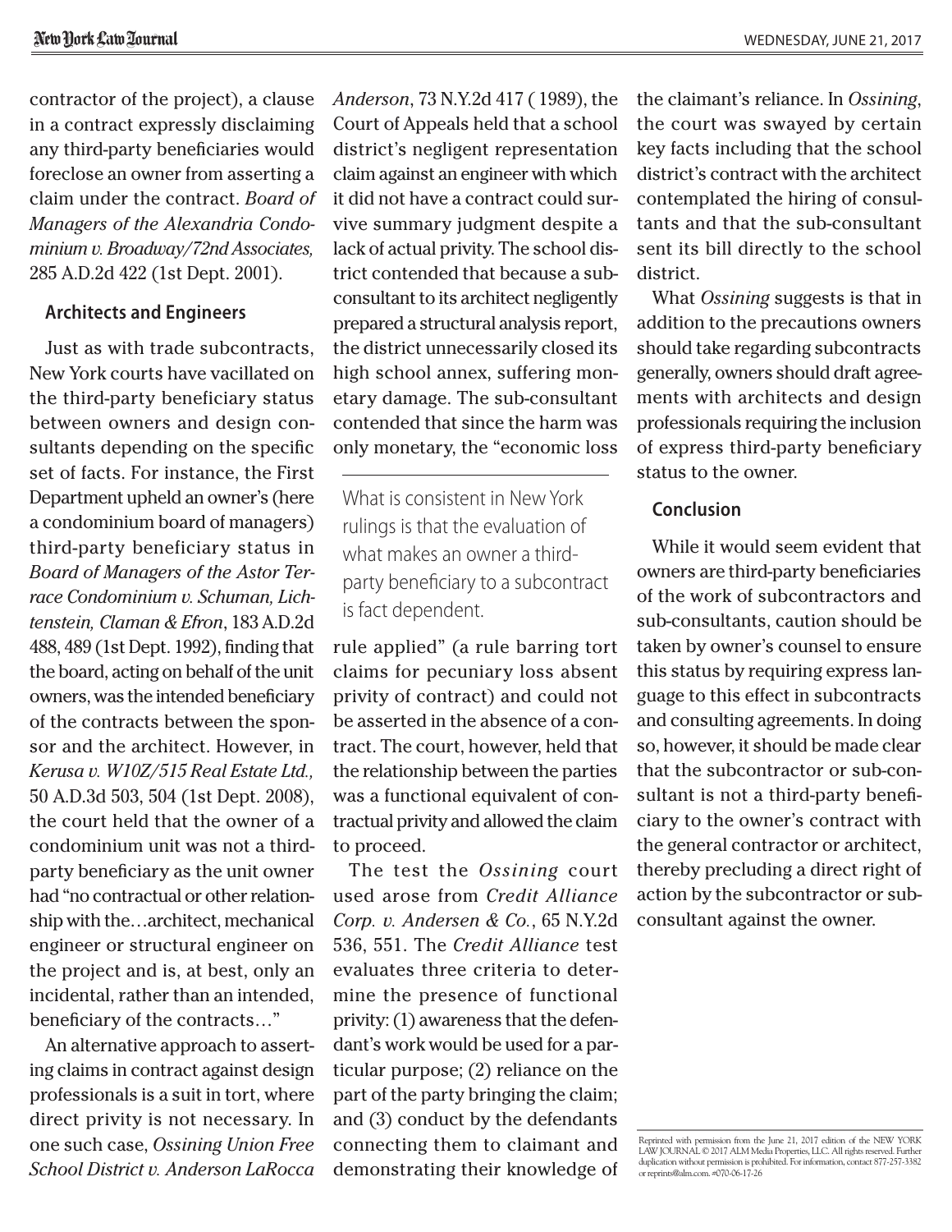contractor of the project), a clause in a contract expressly disclaiming any third-party beneficiaries would foreclose an owner from asserting a claim under the contract. *Board of Managers of the Alexandria Condominium v. Broadway/72nd Associates,* 285 A.D.2d 422 (1st Dept. 2001).

### Architects and Engineers

Just as with trade subcontracts, New York courts have vacillated on the third-party beneficiary status between owners and design consultants depending on the specific set of facts. For instance, the First Department upheld an owner's (here a condominium board of managers) third-party beneficiary status in *Board of Managers of the Astor Terrace Condominium v. Schuman, Lichtenstein, Claman & Efron*, 183 A.D.2d 488, 489 (1st Dept. 1992), finding that the board, acting on behalf of the unit owners, was the intended beneficiary of the contracts between the sponsor and the architect. However, in *Kerusa v. W10Z/515 Real Estate Ltd.,* 50 A.D.3d 503, 504 (1st Dept. 2008), the court held that the owner of a condominium unit was not a third-party beneficiary as the unit owner had "no contractual or other relationship with the…architect, mechanical engineer or structural engineer on the project and is, at best, only an incidental, rather than an intended, beneficiary of the contracts…"

An alternative approach to asserting claims in contract against design professionals is a suit in tort, where direct privity is not necessary. In one such case, *Ossining Union Free School District v. Anderson LaRocca Anderson*, 73 N.Y.2d 417 ( 1989), the Court of Appeals held that a school district's negligent representation claim against an engineer with which it did not have a contract could survive summary judgment despite a lack of actual privity. The school district contended that because a subconsultant to its architect negligently prepared a structural analysis report, the district unnecessarily closed its high school annex, suffering monetary damage. The sub-consultant contended that since the harm was only monetary, the "economic loss rule applied" (a rule barring tort claims for pecuniary loss absent privity of contract) and could not be asserted in the absence of a contract. The court, however, held that the relationship between the parties was a functional equivalent of contractual privity and allowed the claim to proceed.

> What is consistent in New York rulings is that the evaluation of what makes an owner a third-party beneficiary to a subcontract is fact dependent.

The test the *Ossining* court used arose from *Credit Alliance Corp. v. Andersen & Co.*, 65 N.Y.2d 536, 551. The *Credit Alliance* test evaluates three criteria to determine the presence of functional privity: (1) awareness that the defendant's work would be used for a particular purpose; (2) reliance on the part of the party bringing the claim; and (3) conduct by the defendants connecting them to claimant and demonstrating their knowledge of the claimant's reliance. In *Ossining*, the court was swayed by certain key facts including that the school district's contract with the architect contemplated the hiring of consultants and that the sub-consultant sent its bill directly to the school district.

What *Ossining* suggests is that in addition to the precautions owners should take regarding subcontracts generally, owners should draft agreements with architects and design professionals requiring the inclusion of express third-party beneficiary status to the owner.

### Conclusion

While it would seem evident that owners are third-party beneficiaries of the work of subcontractors and sub-consultants, caution should be taken by owner's counsel to ensure this status by requiring express language to this effect in subcontracts and consulting agreements. In doing so, however, it should be made clear that the subcontractor or sub-consultant is not a third-party beneficiary to the owner's contract with the general contractor or architect, thereby precluding a direct right of action by the subcontractor or sub-consultant against the owner.

Reprinted with permission from the June 21, 2017 edition of the NEW YORK LAW JOURNAL © 2017 ALM Media Properties, LLC. All rights reserved. Further duplication without permission is prohibited. For information, contact 877-257-3382 or reprints@alm.com. #070-06-17-26